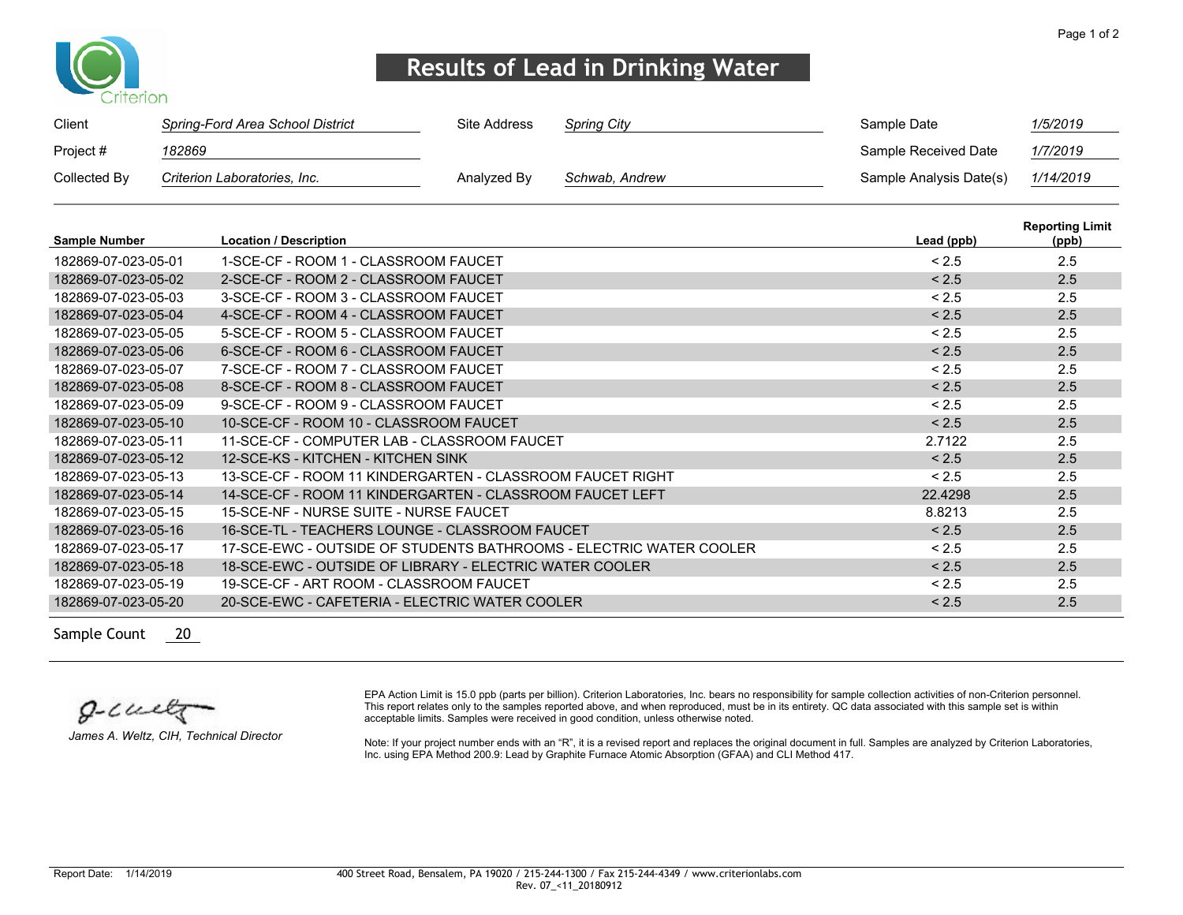Criterion

# Results of Lead in Drinking Water

| Client | *Spring-Ford Area School District* | Site Address | *Spring City* | Sample Date | *1/5/2019* |
|---|---|---|---|---|---|
| Project # | *182869* | | | Sample Received Date | *1/7/2019* |
| Collected By | *Criterion Laboratories, Inc.* | Analyzed By | *Schwab, Andrew* | Sample Analysis Date(s) | *1/14/2019* |

| Sample Number | Location / Description | Lead (ppb) | Reporting Limit (ppb) |
|---|---|---|---|
| 182869-07-023-05-01 | 1-SCE-CF - ROOM 1 - CLASSROOM FAUCET | < 2.5 | 2.5 |
| 182869-07-023-05-02 | 2-SCE-CF - ROOM 2 - CLASSROOM FAUCET | < 2.5 | 2.5 |
| 182869-07-023-05-03 | 3-SCE-CF - ROOM 3 - CLASSROOM FAUCET | < 2.5 | 2.5 |
| 182869-07-023-05-04 | 4-SCE-CF - ROOM 4 - CLASSROOM FAUCET | < 2.5 | 2.5 |
| 182869-07-023-05-05 | 5-SCE-CF - ROOM 5 - CLASSROOM FAUCET | < 2.5 | 2.5 |
| 182869-07-023-05-06 | 6-SCE-CF - ROOM 6 - CLASSROOM FAUCET | < 2.5 | 2.5 |
| 182869-07-023-05-07 | 7-SCE-CF - ROOM 7 - CLASSROOM FAUCET | < 2.5 | 2.5 |
| 182869-07-023-05-08 | 8-SCE-CF - ROOM 8 - CLASSROOM FAUCET | < 2.5 | 2.5 |
| 182869-07-023-05-09 | 9-SCE-CF - ROOM 9 - CLASSROOM FAUCET | < 2.5 | 2.5 |
| 182869-07-023-05-10 | 10-SCE-CF - ROOM 10 - CLASSROOM FAUCET | < 2.5 | 2.5 |
| 182869-07-023-05-11 | 11-SCE-CF - COMPUTER LAB - CLASSROOM FAUCET | 2.7122 | 2.5 |
| 182869-07-023-05-12 | 12-SCE-KS - KITCHEN - KITCHEN SINK | < 2.5 | 2.5 |
| 182869-07-023-05-13 | 13-SCE-CF - ROOM 11 KINDERGARTEN - CLASSROOM FAUCET RIGHT | < 2.5 | 2.5 |
| 182869-07-023-05-14 | 14-SCE-CF - ROOM 11 KINDERGARTEN - CLASSROOM FAUCET LEFT | 22.4298 | 2.5 |
| 182869-07-023-05-15 | 15-SCE-NF - NURSE SUITE - NURSE FAUCET | 8.8213 | 2.5 |
| 182869-07-023-05-16 | 16-SCE-TL - TEACHERS LOUNGE - CLASSROOM FAUCET | < 2.5 | 2.5 |
| 182869-07-023-05-17 | 17-SCE-EWC - OUTSIDE OF STUDENTS BATHROOMS - ELECTRIC WATER COOLER | < 2.5 | 2.5 |
| 182869-07-023-05-18 | 18-SCE-EWC - OUTSIDE OF LIBRARY - ELECTRIC WATER COOLER | < 2.5 | 2.5 |
| 182869-07-023-05-19 | 19-SCE-CF - ART ROOM - CLASSROOM FAUCET | < 2.5 | 2.5 |
| 182869-07-023-05-20 | 20-SCE-EWC - CAFETERIA - ELECTRIC WATER COOLER | < 2.5 | 2.5 |

Sample Count 20

*James A. Weltz, CIH, Technical Director*

EPA Action Limit is 15.0 ppb (parts per billion). Criterion Laboratories, Inc. bears no responsibility for sample collection activities of non-Criterion personnel. This report relates only to the samples reported above, and when reproduced, must be in its entirety. QC data associated with this sample set is within acceptable limits. Samples were received in good condition, unless otherwise noted.

Note: If your project number ends with an "R", it is a revised report and replaces the original document in full. Samples are analyzed by Criterion Laboratories, Inc. using EPA Method 200.9: Lead by Graphite Furnace Atomic Absorption (GFAA) and CLI Method 417.

Report Date: 1/14/2019

400 Street Road, Bensalem, PA 19020 / 215-244-1300 / Fax 215-244-4349 / www.criterionlabs.com
Rev. 07_<11_20180912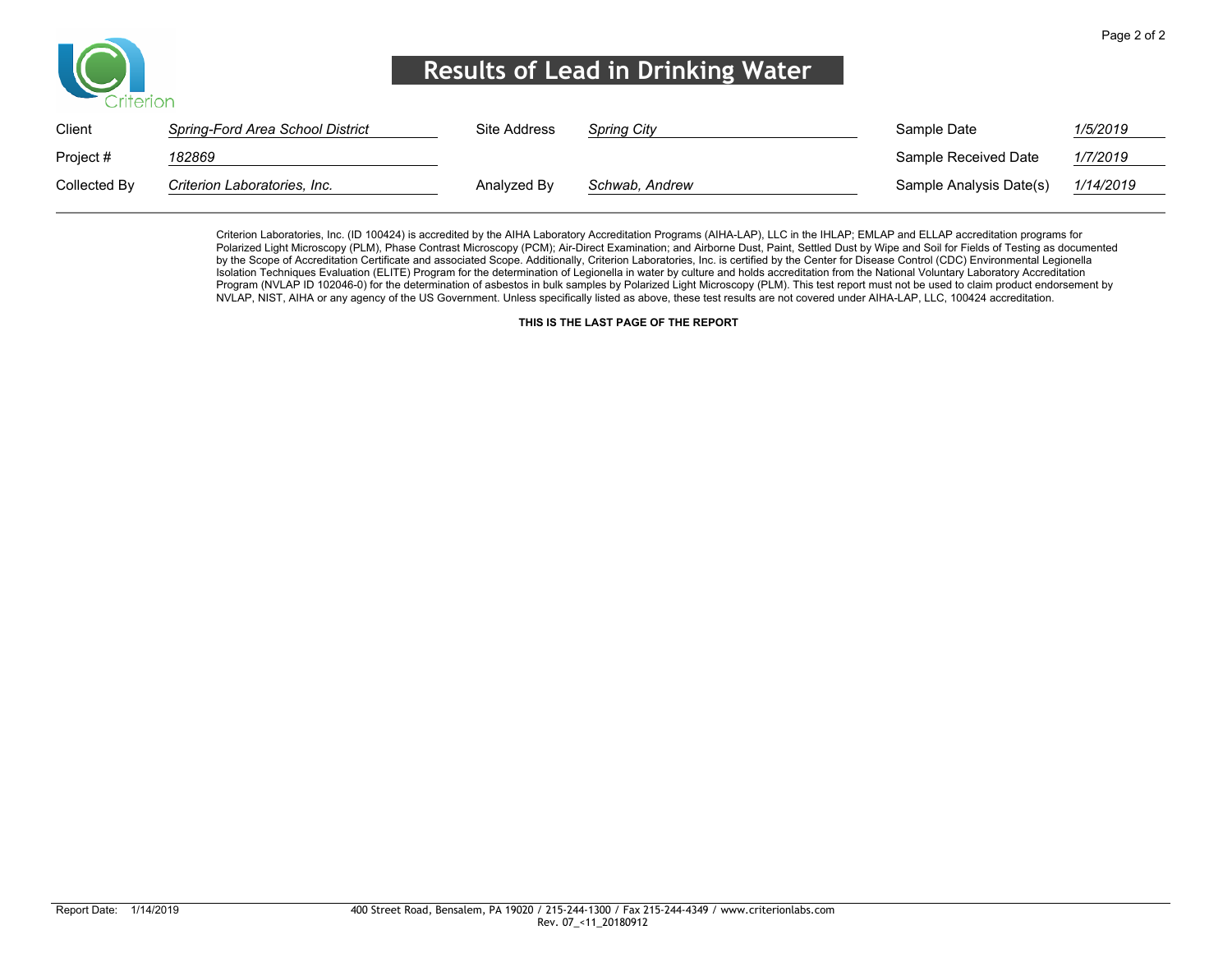# Results of Lead in Drinking Water

| Client | Spring-Ford Area School District | Site Address | Spring City | Sample Date | 1/5/2019 |
|---|---|---|---|---|---|
| Project # | 182869 | | | Sample Received Date | 1/7/2019 |
| Collected By | Criterion Laboratories, Inc. | Analyzed By | Schwab, Andrew | Sample Analysis Date(s) | 1/14/2019 |

Criterion Laboratories, Inc. (ID 100424) is accredited by the AIHA Laboratory Accreditation Programs (AIHA-LAP), LLC in the IHLAP; EMLAP and ELLAP accreditation programs for Polarized Light Microscopy (PLM), Phase Contrast Microscopy (PCM); Air-Direct Examination; and Airborne Dust, Paint, Settled Dust by Wipe and Soil for Fields of Testing as documented by the Scope of Accreditation Certificate and associated Scope. Additionally, Criterion Laboratories, Inc. is certified by the Center for Disease Control (CDC) Environmental Legionella Isolation Techniques Evaluation (ELITE) Program for the determination of Legionella in water by culture and holds accreditation from the National Voluntary Laboratory Accreditation Program (NVLAP ID 102046-0) for the determination of asbestos in bulk samples by Polarized Light Microscopy (PLM). This test report must not be used to claim product endorsement by NVLAP, NIST, AIHA or any agency of the US Government. Unless specifically listed as above, these test results are not covered under AIHA-LAP, LLC, 100424 accreditation.

**THIS IS THE LAST PAGE OF THE REPORT**

Report Date: 1/14/2019

400 Street Road, Bensalem, PA 19020 / 215-244-1300 / Fax 215-244-4349 / www.criterionlabs.com
Rev. 07_<11_20180912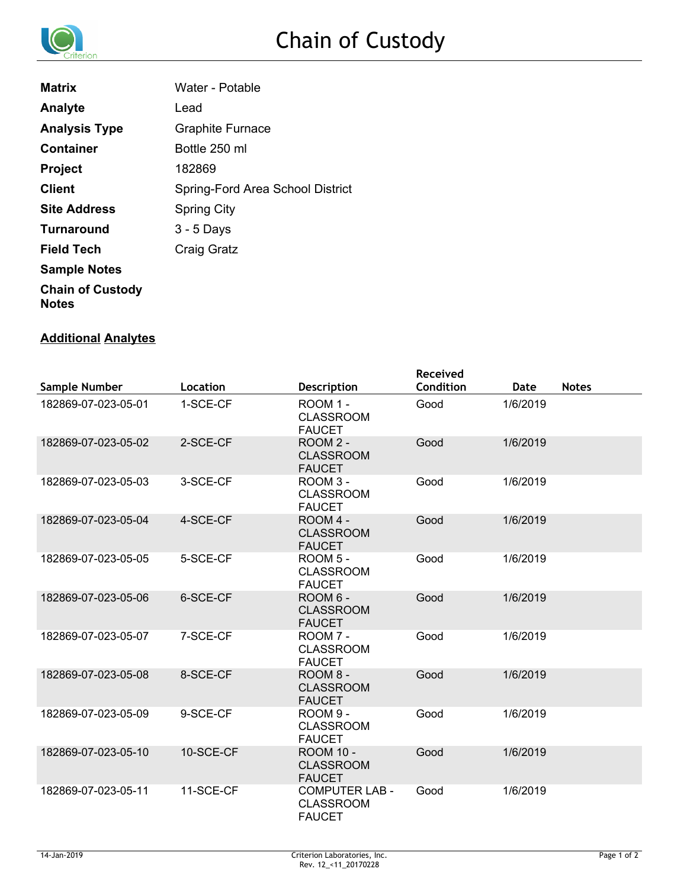# Chain of Custody

| | |
|---|---|
| **Matrix** | Water - Potable |
| **Analyte** | Lead |
| **Analysis Type** | Graphite Furnace |
| **Container** | Bottle 250 ml |
| **Project** | 182869 |
| **Client** | Spring-Ford Area School District |
| **Site Address** | Spring City |
| **Turnaround** | 3 - 5 Days |
| **Field Tech** | Craig Gratz |
| **Sample Notes** | |
| **Chain of Custody Notes** | |

**Additional Analytes**

| Sample Number | Location | Description | Received Condition | Date | Notes |
|---|---|---|---|---|---|
| 182869-07-023-05-01 | 1-SCE-CF | ROOM 1 - CLASSROOM FAUCET | Good | 1/6/2019 | |
| 182869-07-023-05-02 | 2-SCE-CF | ROOM 2 - CLASSROOM FAUCET | Good | 1/6/2019 | |
| 182869-07-023-05-03 | 3-SCE-CF | ROOM 3 - CLASSROOM FAUCET | Good | 1/6/2019 | |
| 182869-07-023-05-04 | 4-SCE-CF | ROOM 4 - CLASSROOM FAUCET | Good | 1/6/2019 | |
| 182869-07-023-05-05 | 5-SCE-CF | ROOM 5 - CLASSROOM FAUCET | Good | 1/6/2019 | |
| 182869-07-023-05-06 | 6-SCE-CF | ROOM 6 - CLASSROOM FAUCET | Good | 1/6/2019 | |
| 182869-07-023-05-07 | 7-SCE-CF | ROOM 7 - CLASSROOM FAUCET | Good | 1/6/2019 | |
| 182869-07-023-05-08 | 8-SCE-CF | ROOM 8 - CLASSROOM FAUCET | Good | 1/6/2019 | |
| 182869-07-023-05-09 | 9-SCE-CF | ROOM 9 - CLASSROOM FAUCET | Good | 1/6/2019 | |
| 182869-07-023-05-10 | 10-SCE-CF | ROOM 10 - CLASSROOM FAUCET | Good | 1/6/2019 | |
| 182869-07-023-05-11 | 11-SCE-CF | COMPUTER LAB - CLASSROOM FAUCET | Good | 1/6/2019 | |

14-Jan-2019 Criterion Laboratories, Inc. Rev. 12_<11_20170228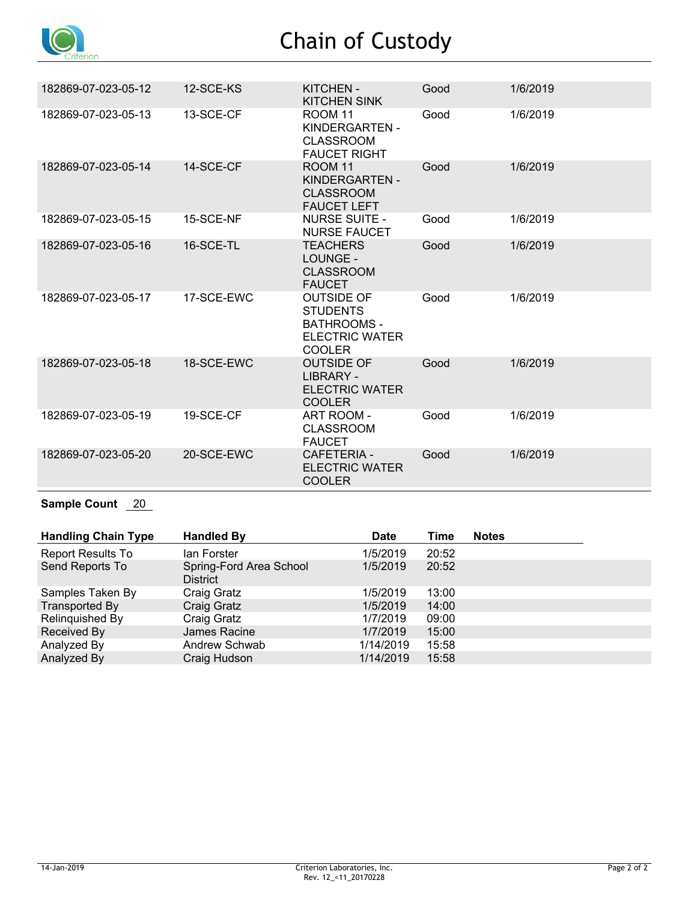# Chain of Custody

| | | | | |
|---|---|---|---|---|
| 182869-07-023-05-12 | 12-SCE-KS | KITCHEN - KITCHEN SINK | Good | 1/6/2019 |
| 182869-07-023-05-13 | 13-SCE-CF | ROOM 11 KINDERGARTEN - CLASSROOM FAUCET RIGHT | Good | 1/6/2019 |
| 182869-07-023-05-14 | 14-SCE-CF | ROOM 11 KINDERGARTEN - CLASSROOM FAUCET LEFT | Good | 1/6/2019 |
| 182869-07-023-05-15 | 15-SCE-NF | NURSE SUITE - NURSE FAUCET | Good | 1/6/2019 |
| 182869-07-023-05-16 | 16-SCE-TL | TEACHERS LOUNGE - CLASSROOM FAUCET | Good | 1/6/2019 |
| 182869-07-023-05-17 | 17-SCE-EWC | OUTSIDE OF STUDENTS BATHROOMS - ELECTRIC WATER COOLER | Good | 1/6/2019 |
| 182869-07-023-05-18 | 18-SCE-EWC | OUTSIDE OF LIBRARY - ELECTRIC WATER COOLER | Good | 1/6/2019 |
| 182869-07-023-05-19 | 19-SCE-CF | ART ROOM - CLASSROOM FAUCET | Good | 1/6/2019 |
| 182869-07-023-05-20 | 20-SCE-EWC | CAFETERIA - ELECTRIC WATER COOLER | Good | 1/6/2019 |

**Sample Count** 20

| Handling Chain Type | Handled By | Date | Time | Notes |
|---|---|---|---|---|
| Report Results To | Ian Forster | 1/5/2019 | 20:52 | |
| Send Reports To | Spring-Ford Area School District | 1/5/2019 | 20:52 | |
| Samples Taken By | Craig Gratz | 1/5/2019 | 13:00 | |
| Transported By | Craig Gratz | 1/5/2019 | 14:00 | |
| Relinquished By | Craig Gratz | 1/7/2019 | 09:00 | |
| Received By | James Racine | 1/7/2019 | 15:00 | |
| Analyzed By | Andrew Schwab | 1/14/2019 | 15:58 | |
| Analyzed By | Craig Hudson | 1/14/2019 | 15:58 | |